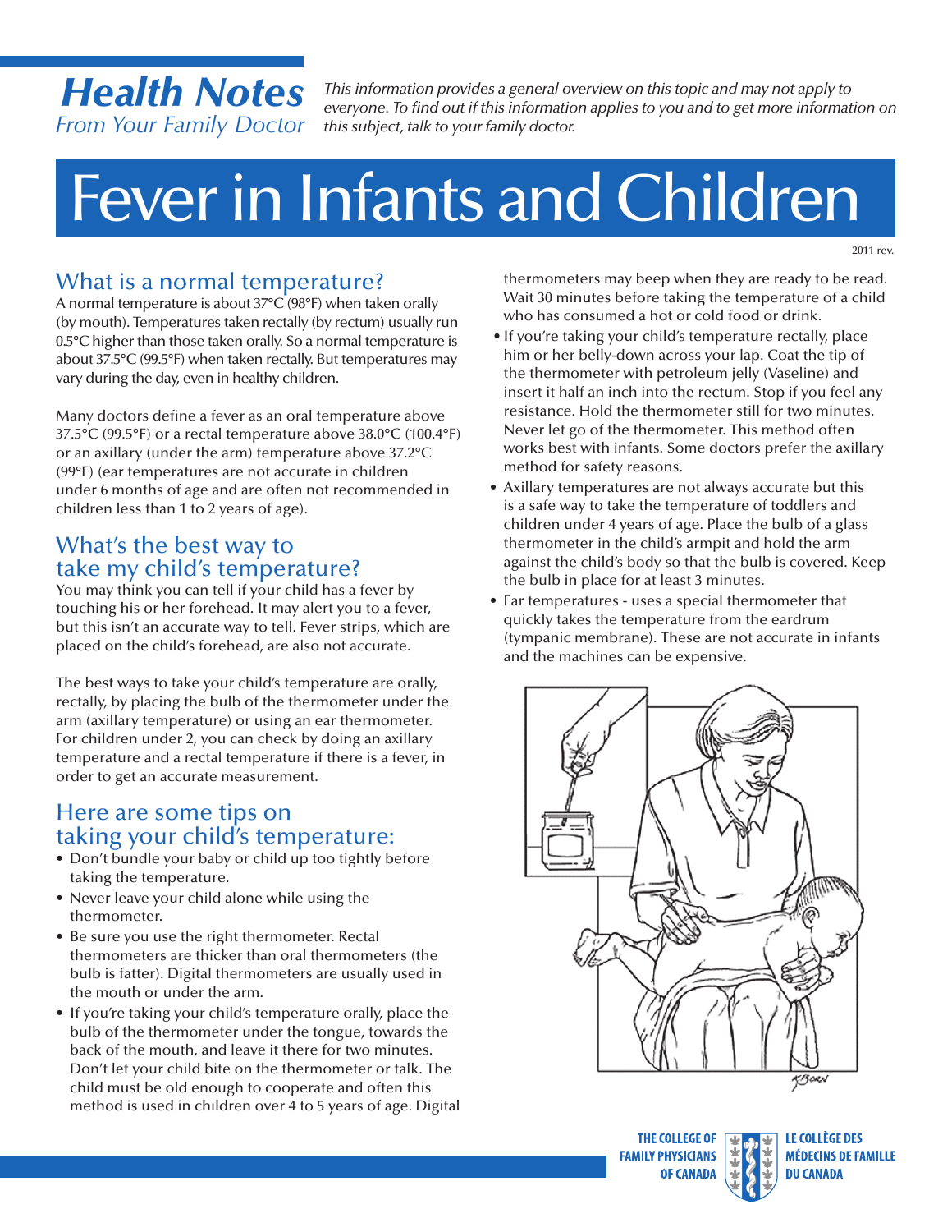**Health Notes**
*From Your Family Doctor*

*This information provides a general overview on this topic and may not apply to everyone. To find out if this information applies to you and to get more information on this subject, talk to your family doctor.*

# Fever in Infants and Children

2011 rev.

## What is a normal temperature?

A normal temperature is about 37°C (98°F) when taken orally (by mouth). Temperatures taken rectally (by rectum) usually run 0.5°C higher than those taken orally. So a normal temperature is about 37.5°C (99.5°F) when taken rectally. But temperatures may vary during the day, even in healthy children.

Many doctors define a fever as an oral temperature above 37.5°C (99.5°F) or a rectal temperature above 38.0°C (100.4°F) or an axillary (under the arm) temperature above 37.2°C (99°F) (ear temperatures are not accurate in children under 6 months of age and are often not recommended in children less than 1 to 2 years of age).

## What's the best way to take my child's temperature?

You may think you can tell if your child has a fever by touching his or her forehead. It may alert you to a fever, but this isn't an accurate way to tell. Fever strips, which are placed on the child's forehead, are also not accurate.

The best ways to take your child's temperature are orally, rectally, by placing the bulb of the thermometer under the arm (axillary temperature) or using an ear thermometer. For children under 2, you can check by doing an axillary temperature and a rectal temperature if there is a fever, in order to get an accurate measurement.

## Here are some tips on taking your child's temperature:

- Don't bundle your baby or child up too tightly before taking the temperature.
- Never leave your child alone while using the thermometer.
- Be sure you use the right thermometer. Rectal thermometers are thicker than oral thermometers (the bulb is fatter). Digital thermometers are usually used in the mouth or under the arm.
- If you're taking your child's temperature orally, place the bulb of the thermometer under the tongue, towards the back of the mouth, and leave it there for two minutes. Don't let your child bite on the thermometer or talk. The child must be old enough to cooperate and often this method is used in children over 4 to 5 years of age. Digital thermometers may beep when they are ready to be read. Wait 30 minutes before taking the temperature of a child who has consumed a hot or cold food or drink.
- If you're taking your child's temperature rectally, place him or her belly-down across your lap. Coat the tip of the thermometer with petroleum jelly (Vaseline) and insert it half an inch into the rectum. Stop if you feel any resistance. Hold the thermometer still for two minutes. Never let go of the thermometer. This method often works best with infants. Some doctors prefer the axillary method for safety reasons.
- Axillary temperatures are not always accurate but this is a safe way to take the temperature of toddlers and children under 4 years of age. Place the bulb of a glass thermometer in the child's armpit and hold the arm against the child's body so that the bulb is covered. Keep the bulb in place for at least 3 minutes.
- Ear temperatures - uses a special thermometer that quickly takes the temperature from the eardrum (tympanic membrane). These are not accurate in infants and the machines can be expensive.

THE COLLEGE OF FAMILY PHYSICIANS OF CANADA
LE COLLÈGE DES MÉDECINS DE FAMILLE DU CANADA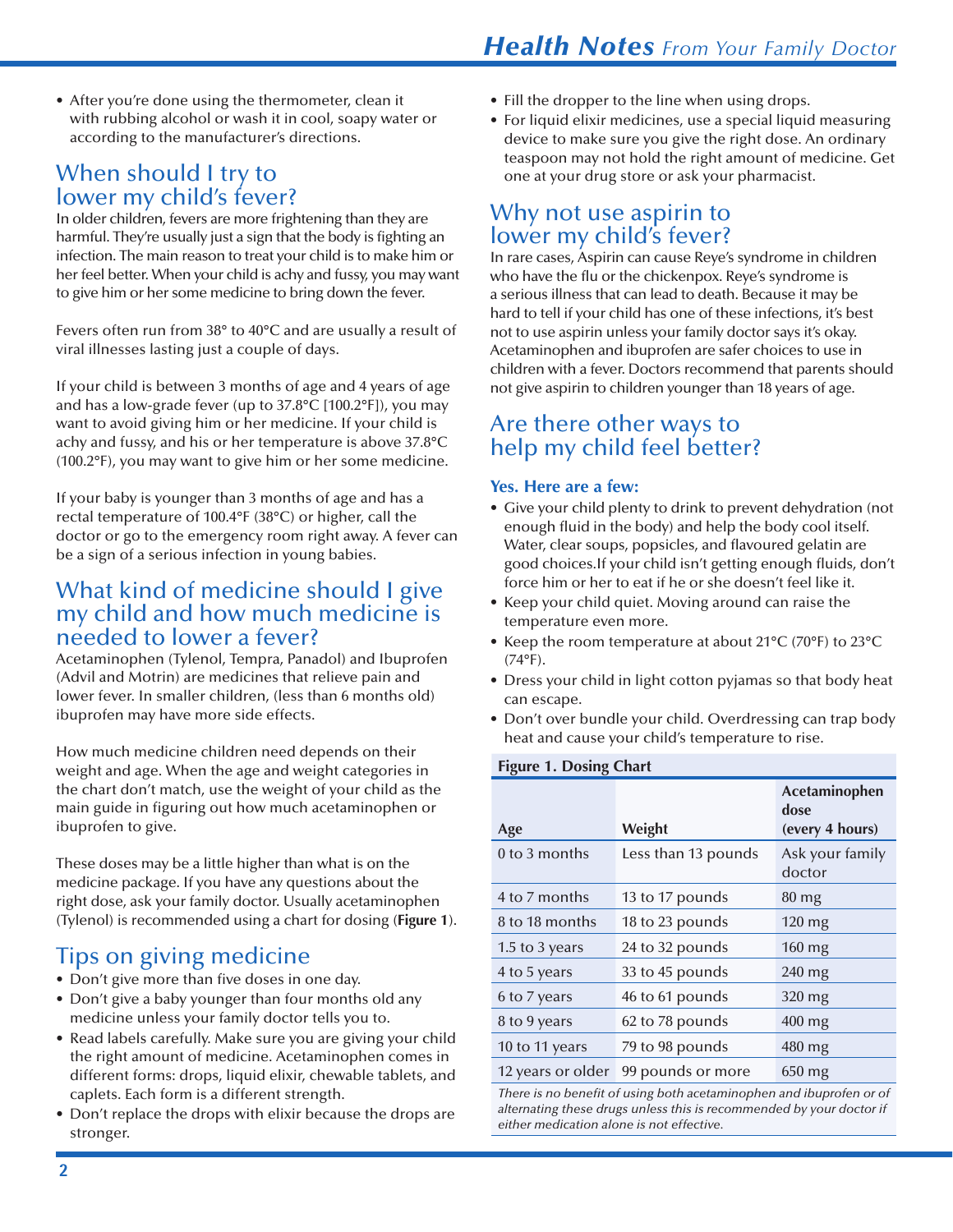- After you're done using the thermometer, clean it with rubbing alcohol or wash it in cool, soapy water or according to the manufacturer's directions.

## When should I try to lower my child's fever?

In older children, fevers are more frightening than they are harmful. They're usually just a sign that the body is fighting an infection. The main reason to treat your child is to make him or her feel better. When your child is achy and fussy, you may want to give him or her some medicine to bring down the fever.

Fevers often run from 38° to 40°C and are usually a result of viral illnesses lasting just a couple of days.

If your child is between 3 months of age and 4 years of age and has a low-grade fever (up to 37.8°C [100.2°F]), you may want to avoid giving him or her medicine. If your child is achy and fussy, and his or her temperature is above 37.8°C (100.2°F), you may want to give him or her some medicine.

If your baby is younger than 3 months of age and has a rectal temperature of 100.4°F (38°C) or higher, call the doctor or go to the emergency room right away. A fever can be a sign of a serious infection in young babies.

## What kind of medicine should I give my child and how much medicine is needed to lower a fever?

Acetaminophen (Tylenol, Tempra, Panadol) and Ibuprofen (Advil and Motrin) are medicines that relieve pain and lower fever. In smaller children, (less than 6 months old) ibuprofen may have more side effects.

How much medicine children need depends on their weight and age. When the age and weight categories in the chart don't match, use the weight of your child as the main guide in figuring out how much acetaminophen or ibuprofen to give.

These doses may be a little higher than what is on the medicine package. If you have any questions about the right dose, ask your family doctor. Usually acetaminophen (Tylenol) is recommended using a chart for dosing (**Figure 1**).

## Tips on giving medicine

- Don't give more than five doses in one day.
- Don't give a baby younger than four months old any medicine unless your family doctor tells you to.
- Read labels carefully. Make sure you are giving your child the right amount of medicine. Acetaminophen comes in different forms: drops, liquid elixir, chewable tablets, and caplets. Each form is a different strength.
- Don't replace the drops with elixir because the drops are stronger.
- Fill the dropper to the line when using drops.
- For liquid elixir medicines, use a special liquid measuring device to make sure you give the right dose. An ordinary teaspoon may not hold the right amount of medicine. Get one at your drug store or ask your pharmacist.

## Why not use aspirin to lower my child's fever?

In rare cases, Aspirin can cause Reye's syndrome in children who have the flu or the chickenpox. Reye's syndrome is a serious illness that can lead to death. Because it may be hard to tell if your child has one of these infections, it's best not to use aspirin unless your family doctor says it's okay. Acetaminophen and ibuprofen are safer choices to use in children with a fever. Doctors recommend that parents should not give aspirin to children younger than 18 years of age.

## Are there other ways to help my child feel better?

**Yes. Here are a few:**

- Give your child plenty to drink to prevent dehydration (not enough fluid in the body) and help the body cool itself. Water, clear soups, popsicles, and flavoured gelatin are good choices.If your child isn't getting enough fluids, don't force him or her to eat if he or she doesn't feel like it.
- Keep your child quiet. Moving around can raise the temperature even more.
- Keep the room temperature at about 21°C (70°F) to 23°C (74°F).
- Dress your child in light cotton pyjamas so that body heat can escape.
- Don't over bundle your child. Overdressing can trap body heat and cause your child's temperature to rise.

**Figure 1. Dosing Chart**

| Age | Weight | Acetaminophen dose (every 4 hours) |
|---|---|---|
| 0 to 3 months | Less than 13 pounds | Ask your family doctor |
| 4 to 7 months | 13 to 17 pounds | 80 mg |
| 8 to 18 months | 18 to 23 pounds | 120 mg |
| 1.5 to 3 years | 24 to 32 pounds | 160 mg |
| 4 to 5 years | 33 to 45 pounds | 240 mg |
| 6 to 7 years | 46 to 61 pounds | 320 mg |
| 8 to 9 years | 62 to 78 pounds | 400 mg |
| 10 to 11 years | 79 to 98 pounds | 480 mg |
| 12 years or older | 99 pounds or more | 650 mg |

*There is no benefit of using both acetaminophen and ibuprofen or of alternating these drugs unless this is recommended by your doctor if either medication alone is not effective.*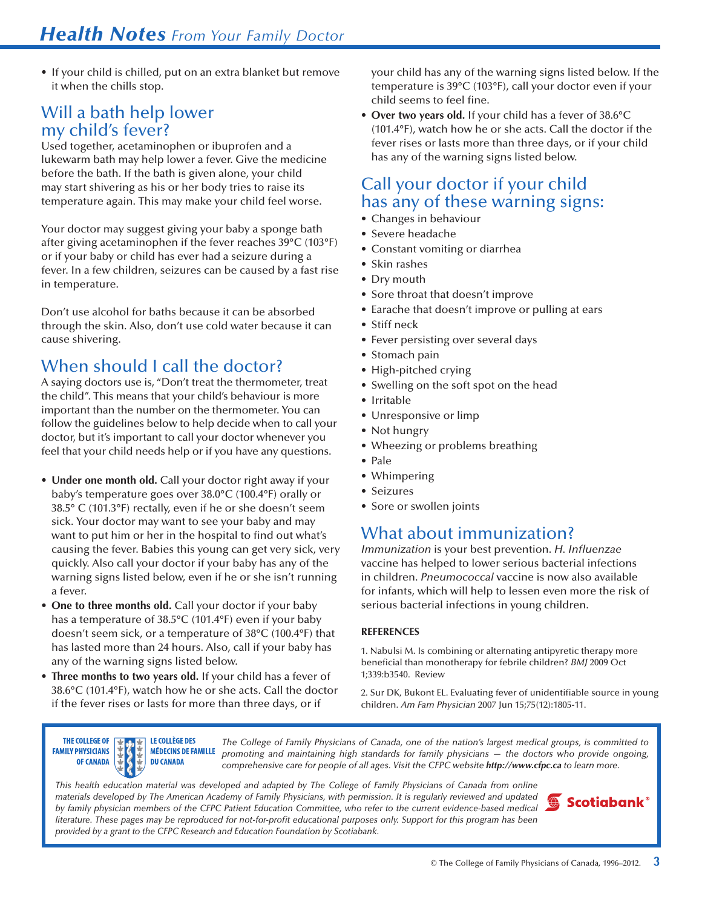- If your child is chilled, put on an extra blanket but remove it when the chills stop.

## Will a bath help lower my child's fever?

Used together, acetaminophen or ibuprofen and a lukewarm bath may help lower a fever. Give the medicine before the bath. If the bath is given alone, your child may start shivering as his or her body tries to raise its temperature again. This may make your child feel worse.

Your doctor may suggest giving your baby a sponge bath after giving acetaminophen if the fever reaches 39°C (103°F) or if your baby or child has ever had a seizure during a fever. In a few children, seizures can be caused by a fast rise in temperature.

Don't use alcohol for baths because it can be absorbed through the skin. Also, don't use cold water because it can cause shivering.

## When should I call the doctor?

A saying doctors use is, "Don't treat the thermometer, treat the child". This means that your child's behaviour is more important than the number on the thermometer. You can follow the guidelines below to help decide when to call your doctor, but it's important to call your doctor whenever you feel that your child needs help or if you have any questions.

- **Under one month old.** Call your doctor right away if your baby's temperature goes over 38.0°C (100.4°F) orally or 38.5° C (101.3°F) rectally, even if he or she doesn't seem sick. Your doctor may want to see your baby and may want to put him or her in the hospital to find out what's causing the fever. Babies this young can get very sick, very quickly. Also call your doctor if your baby has any of the warning signs listed below, even if he or she isn't running a fever.
- **One to three months old.** Call your doctor if your baby has a temperature of 38.5°C (101.4°F) even if your baby doesn't seem sick, or a temperature of 38°C (100.4°F) that has lasted more than 24 hours. Also, call if your baby has any of the warning signs listed below.
- **Three months to two years old.** If your child has a fever of 38.6°C (101.4°F), watch how he or she acts. Call the doctor if the fever rises or lasts for more than three days, or if your child has any of the warning signs listed below. If the temperature is 39°C (103°F), call your doctor even if your child seems to feel fine.
- **Over two years old.** If your child has a fever of 38.6°C (101.4°F), watch how he or she acts. Call the doctor if the fever rises or lasts more than three days, or if your child has any of the warning signs listed below.

## Call your doctor if your child has any of these warning signs:

- Changes in behaviour
- Severe headache
- Constant vomiting or diarrhea
- Skin rashes
- Dry mouth
- Sore throat that doesn't improve
- Earache that doesn't improve or pulling at ears
- Stiff neck
- Fever persisting over several days
- Stomach pain
- High-pitched crying
- Swelling on the soft spot on the head
- Irritable
- Unresponsive or limp
- Not hungry
- Wheezing or problems breathing
- Pale
- Whimpering
- Seizures
- Sore or swollen joints

## What about immunization?

*Immunization* is your best prevention. *H. Influenzae* vaccine has helped to lower serious bacterial infections in children. *Pneumococcal* vaccine is now also available for infants, which will help to lessen even more the risk of serious bacterial infections in young children.

### REFERENCES

1. Nabulsi M. Is combining or alternating antipyretic therapy more beneficial than monotherapy for febrile children? *BMJ* 2009 Oct 1;339:b3540. Review

2. Sur DK, Bukont EL. Evaluating fever of unidentifiable source in young children. *Am Fam Physician* 2007 Jun 15;75(12):1805-11.

THE COLLEGE OF FAMILY PHYSICIANS OF CANADA — LE COLLÈGE DES MÉDECINS DE FAMILLE DU CANADA

*The College of Family Physicians of Canada, one of the nation's largest medical groups, is committed to promoting and maintaining high standards for family physicians — the doctors who provide ongoing, comprehensive care for people of all ages. Visit the CFPC website* ***http://www.cfpc.ca*** *to learn more.*

*This health education material was developed and adapted by The College of Family Physicians of Canada from online materials developed by The American Academy of Family Physicians, with permission. It is regularly reviewed and updated by family physician members of the CFPC Patient Education Committee, who refer to the current evidence-based medical literature. These pages may be reproduced for not-for-profit educational purposes only. Support for this program has been provided by a grant to the CFPC Research and Education Foundation by Scotiabank.*

Scotiabank®

© The College of Family Physicians of Canada, 1996–2012.